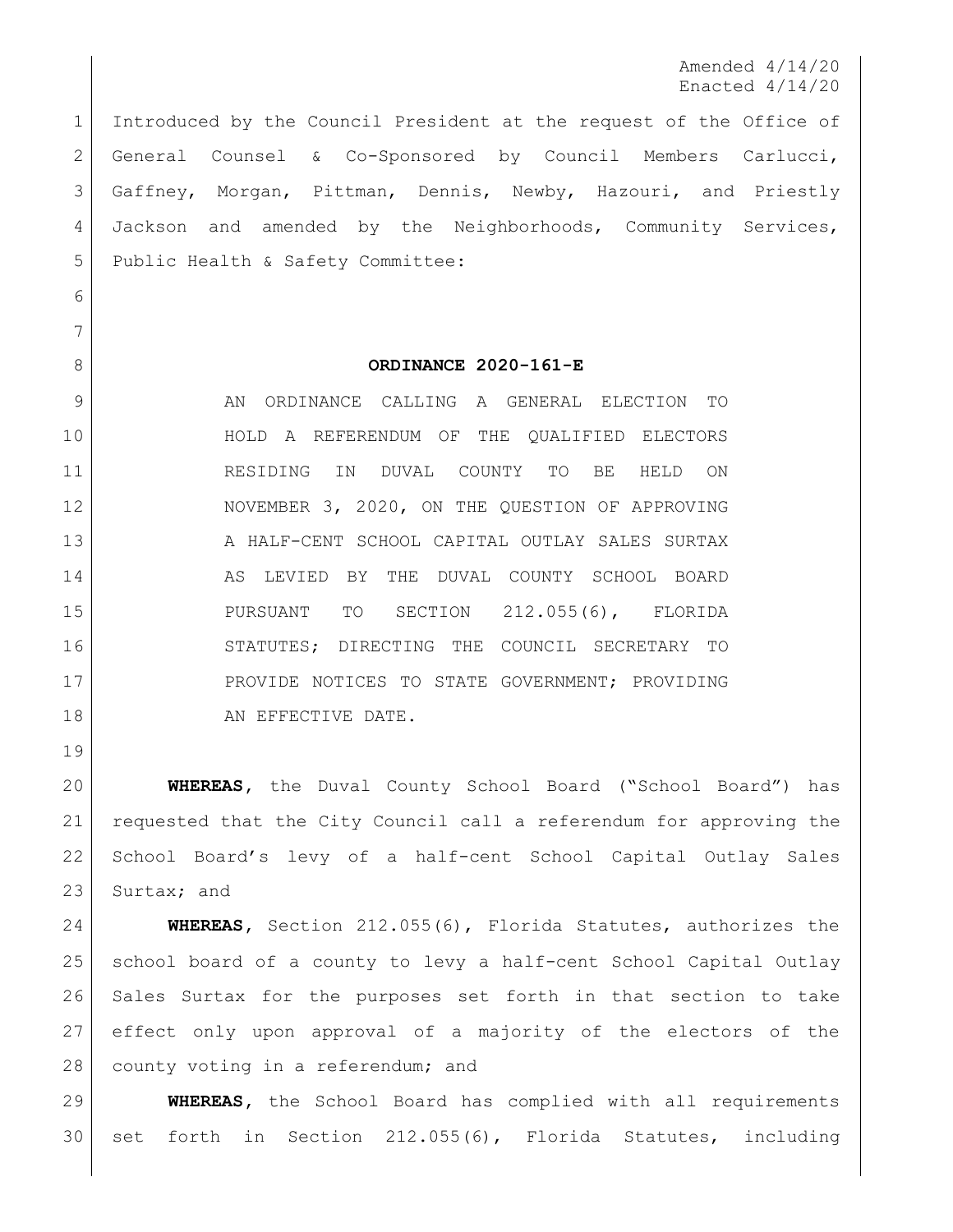Amended 4/14/20
Enacted 4/14/20

Introduced by the Council President at the request of the Office of General Counsel & Co-Sponsored by Council Members Carlucci, Gaffney, Morgan, Pittman, Dennis, Newby, Hazouri, and Priestly Jackson and amended by the Neighborhoods, Community Services, Public Health & Safety Committee:

**ORDINANCE 2020-161-E**

AN ORDINANCE CALLING A GENERAL ELECTION TO HOLD A REFERENDUM OF THE QUALIFIED ELECTORS RESIDING IN DUVAL COUNTY TO BE HELD ON NOVEMBER 3, 2020, ON THE QUESTION OF APPROVING A HALF-CENT SCHOOL CAPITAL OUTLAY SALES SURTAX AS LEVIED BY THE DUVAL COUNTY SCHOOL BOARD PURSUANT TO SECTION 212.055(6), FLORIDA STATUTES; DIRECTING THE COUNCIL SECRETARY TO PROVIDE NOTICES TO STATE GOVERNMENT; PROVIDING AN EFFECTIVE DATE.

**WHEREAS**, the Duval County School Board ("School Board") has requested that the City Council call a referendum for approving the School Board's levy of a half-cent School Capital Outlay Sales Surtax; and

**WHEREAS**, Section 212.055(6), Florida Statutes, authorizes the school board of a county to levy a half-cent School Capital Outlay Sales Surtax for the purposes set forth in that section to take effect only upon approval of a majority of the electors of the county voting in a referendum; and

**WHEREAS**, the School Board has complied with all requirements set forth in Section 212.055(6), Florida Statutes, including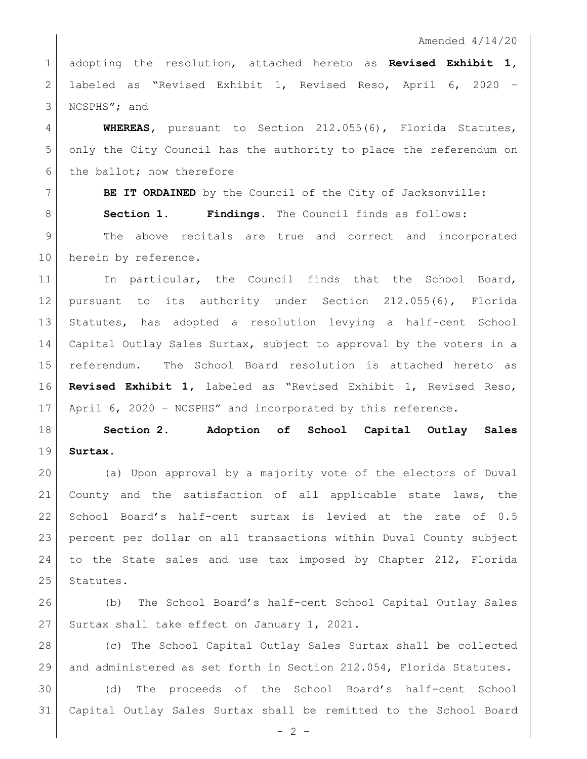adopting the resolution, attached hereto as **Revised Exhibit 1**, labeled as "Revised Exhibit 1, Revised Reso, April 6, 2020 – NCSPHS"; and

**WHEREAS**, pursuant to Section 212.055(6), Florida Statutes, only the City Council has the authority to place the referendum on the ballot; now therefore

**BE IT ORDAINED** by the Council of the City of Jacksonville:

**Section 1. Findings.** The Council finds as follows:

The above recitals are true and correct and incorporated herein by reference.

In particular, the Council finds that the School Board, pursuant to its authority under Section 212.055(6), Florida Statutes, has adopted a resolution levying a half-cent School Capital Outlay Sales Surtax, subject to approval by the voters in a referendum. The School Board resolution is attached hereto as **Revised Exhibit 1**, labeled as "Revised Exhibit 1, Revised Reso, April 6, 2020 – NCSPHS" and incorporated by this reference.

**Section 2. Adoption of School Capital Outlay Sales Surtax.**

(a) Upon approval by a majority vote of the electors of Duval County and the satisfaction of all applicable state laws, the School Board's half-cent surtax is levied at the rate of 0.5 percent per dollar on all transactions within Duval County subject to the State sales and use tax imposed by Chapter 212, Florida Statutes.

(b) The School Board's half-cent School Capital Outlay Sales Surtax shall take effect on January 1, 2021.

(c) The School Capital Outlay Sales Surtax shall be collected and administered as set forth in Section 212.054, Florida Statutes.

(d) The proceeds of the School Board's half-cent School Capital Outlay Sales Surtax shall be remitted to the School Board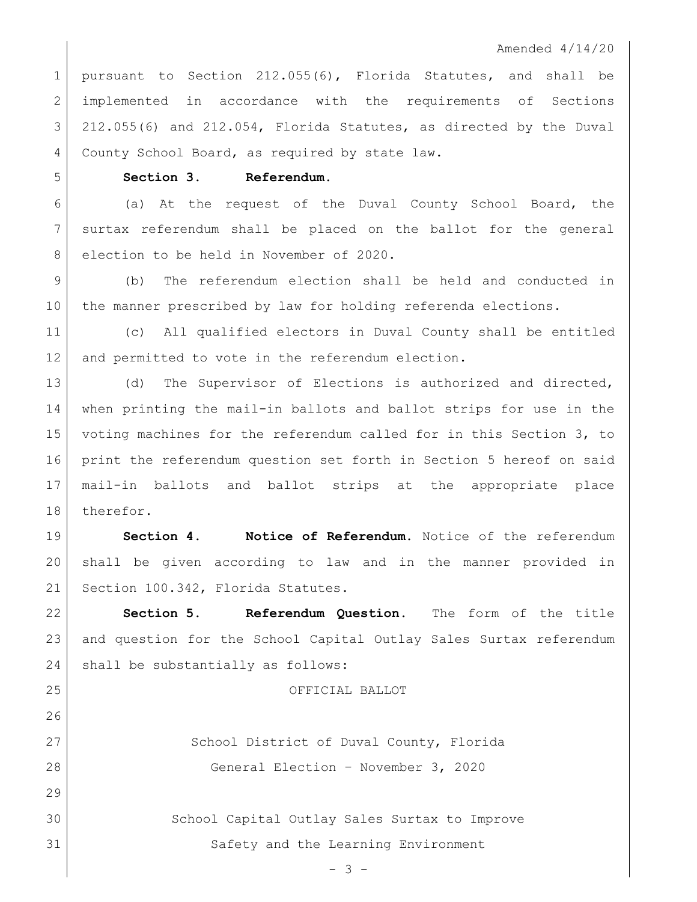Amended 4/14/20

pursuant to Section 212.055(6), Florida Statutes, and shall be implemented in accordance with the requirements of Sections 212.055(6) and 212.054, Florida Statutes, as directed by the Duval County School Board, as required by state law.

**Section 3. Referendum.**

(a) At the request of the Duval County School Board, the surtax referendum shall be placed on the ballot for the general election to be held in November of 2020.

(b) The referendum election shall be held and conducted in the manner prescribed by law for holding referenda elections.

(c) All qualified electors in Duval County shall be entitled and permitted to vote in the referendum election.

(d) The Supervisor of Elections is authorized and directed, when printing the mail-in ballots and ballot strips for use in the voting machines for the referendum called for in this Section 3, to print the referendum question set forth in Section 5 hereof on said mail-in ballots and ballot strips at the appropriate place therefor.

**Section 4. Notice of Referendum.** Notice of the referendum shall be given according to law and in the manner provided in Section 100.342, Florida Statutes.

**Section 5. Referendum Question.** The form of the title and question for the School Capital Outlay Sales Surtax referendum shall be substantially as follows:

OFFICIAL BALLOT

School District of Duval County, Florida
General Election – November 3, 2020

School Capital Outlay Sales Surtax to Improve
Safety and the Learning Environment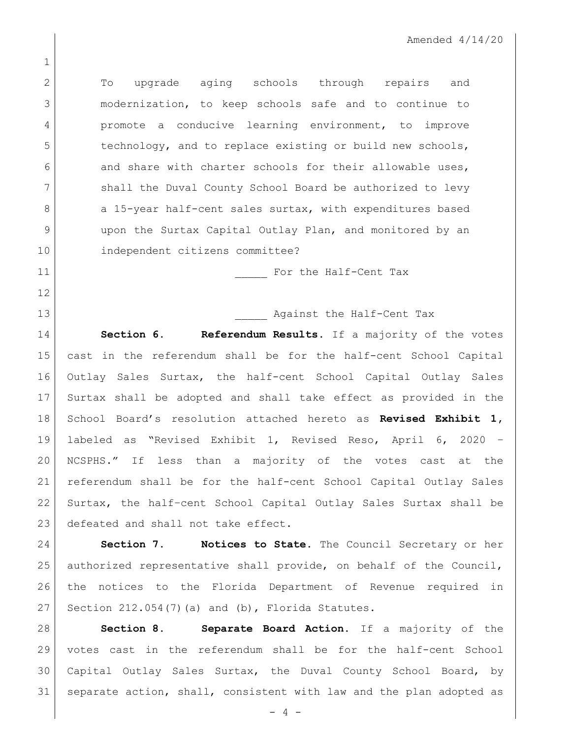To upgrade aging schools through repairs and modernization, to keep schools safe and to continue to promote a conducive learning environment, to improve technology, and to replace existing or build new schools, and share with charter schools for their allowable uses, shall the Duval County School Board be authorized to levy a 15-year half-cent sales surtax, with expenditures based upon the Surtax Capital Outlay Plan, and monitored by an independent citizens committee?

_____ For the Half-Cent Tax

_____ Against the Half-Cent Tax

**Section 6. Referendum Results.** If a majority of the votes cast in the referendum shall be for the half-cent School Capital Outlay Sales Surtax, the half-cent School Capital Outlay Sales Surtax shall be adopted and shall take effect as provided in the School Board's resolution attached hereto as **Revised Exhibit 1**, labeled as "Revised Exhibit 1, Revised Reso, April 6, 2020 – NCSPHS." If less than a majority of the votes cast at the referendum shall be for the half-cent School Capital Outlay Sales Surtax, the half–cent School Capital Outlay Sales Surtax shall be defeated and shall not take effect.

**Section 7. Notices to State.** The Council Secretary or her authorized representative shall provide, on behalf of the Council, the notices to the Florida Department of Revenue required in Section 212.054(7)(a) and (b), Florida Statutes.

**Section 8. Separate Board Action.** If a majority of the votes cast in the referendum shall be for the half-cent School Capital Outlay Sales Surtax, the Duval County School Board, by separate action, shall, consistent with law and the plan adopted as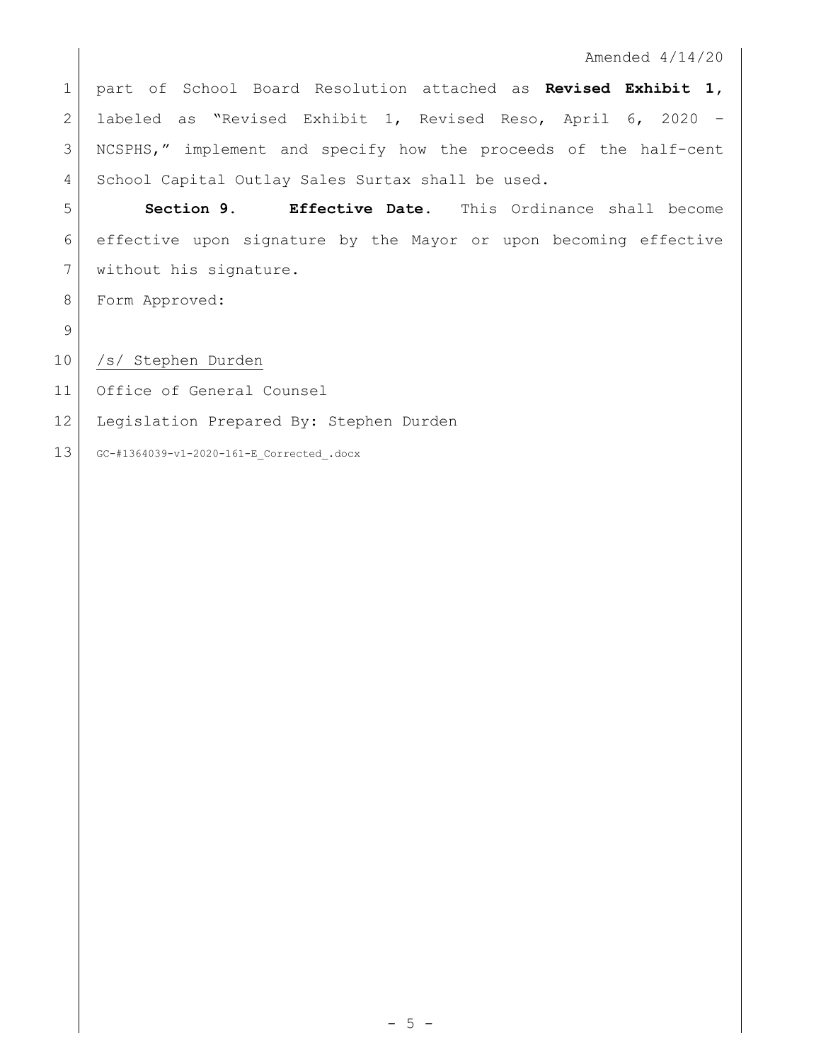Amended 4/14/20

part of School Board Resolution attached as **Revised Exhibit 1**, labeled as "Revised Exhibit 1, Revised Reso, April 6, 2020 – NCSPHS," implement and specify how the proceeds of the half-cent School Capital Outlay Sales Surtax shall be used.

**Section 9. Effective Date.** This Ordinance shall become effective upon signature by the Mayor or upon becoming effective without his signature.

Form Approved:

/s/ Stephen Durden

Office of General Counsel

Legislation Prepared By: Stephen Durden

GC-#1364039-v1-2020-161-E_Corrected_.docx